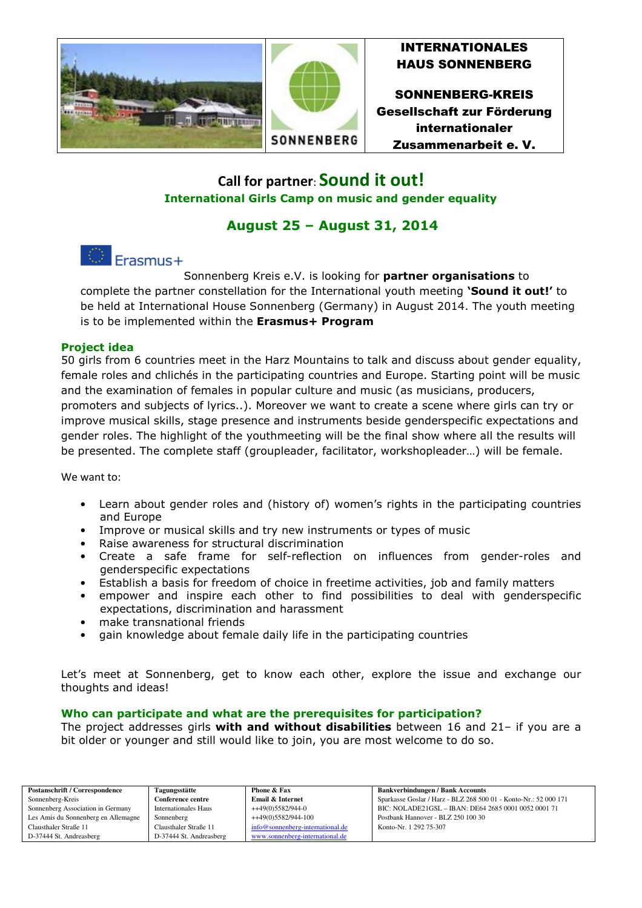**INTERNATIONALES HAUS SONNENBERG**

**SONNENBERG-KREIS Gesellschaft zur Förderung internationaler Zusammenarbeit e. V.**

# Call for partner: Sound it out!

## International Girls Camp on music and gender equality

## August 25 – August 31, 2014

Erasmus+

Sonnenberg Kreis e.V. is looking for **partner organisations** to complete the partner constellation for the International youth meeting **'Sound it out!'** to be held at International House Sonnenberg (Germany) in August 2014. The youth meeting is to be implemented within the **Erasmus+ Program**

### Project idea

50 girls from 6 countries meet in the Harz Mountains to talk and discuss about gender equality, female roles and chlichés in the participating countries and Europe. Starting point will be music and the examination of females in popular culture and music (as musicians, producers, promoters and subjects of lyrics..). Moreover we want to create a scene where girls can try or improve musical skills, stage presence and instruments beside genderspecific expectations and gender roles. The highlight of the youthmeeting will be the final show where all the results will be presented. The complete staff (groupleader, facilitator, workshopleader…) will be female.

We want to:

- Learn about gender roles and (history of) women's rights in the participating countries and Europe
- Improve or musical skills and try new instruments or types of music
- Raise awareness for structural discrimination
- Create a safe frame for self-reflection on influences from gender-roles and genderspecific expectations
- Establish a basis for freedom of choice in freetime activities, job and family matters
- empower and inspire each other to find possibilities to deal with genderspecific expectations, discrimination and harassment
- make transnational friends
- gain knowledge about female daily life in the participating countries

Let's meet at Sonnenberg, get to know each other, explore the issue and exchange our thoughts and ideas!

### Who can participate and what are the prerequisites for participation?

The project addresses girls **with and without disabilities** between 16 and 21– if you are a bit older or younger and still would like to join, you are most welcome to do so.

| Postanschrift / Correspondence | Tagungsstätte | Phone & Fax | Bankverbindungen / Bank Accounts |
|---|---|---|---|
| Sonnenberg-Kreis | **Conference centre** | **Email & Internet** | Sparkasse Goslar / Harz - BLZ 268 500 01 - Konto-Nr.: 52 000 171 |
| Sonnenberg Association in Germany | Internationales Haus | ++49(0)5582/944-0 | BIC: NOLADE21GSL – IBAN: DE64 2685 0001 0052 0001 71 |
| Les Amis du Sonnenberg en Allemagne | Sonnenberg | ++49(0)5582/944-100 | Postbank Hannover - BLZ 250 100 30 |
| Clausthaler Straße 11 | Clausthaler Straße 11 | info@sonnenberg-international.de | Konto-Nr. 1 292 75-307 |
| D-37444 St. Andreasberg | D-37444 St. Andreasberg | www.sonnenberg-international.de | |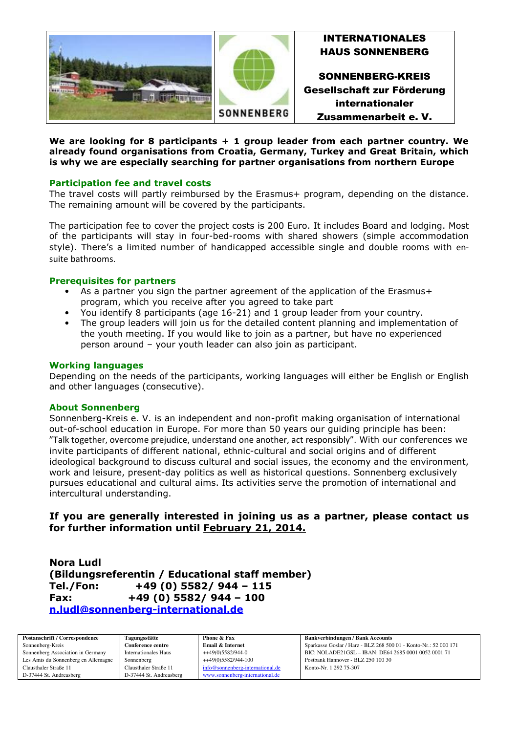**INTERNATIONALES HAUS SONNENBERG**

**SONNENBERG-KREIS Gesellschaft zur Förderung internationaler Zusammenarbeit e. V.**

SONNENBERG

**We are looking for 8 participants + 1 group leader from each partner country. We already found organisations from Croatia, Germany, Turkey and Great Britain, which is why we are especially searching for partner organisations from northern Europe**

## Participation fee and travel costs

The travel costs will partly reimbursed by the Erasmus+ program, depending on the distance. The remaining amount will be covered by the participants.

The participation fee to cover the project costs is 200 Euro. It includes Board and lodging. Most of the participants will stay in four-bed-rooms with shared showers (simple accommodation style). There's a limited number of handicapped accessible single and double rooms with en-suite bathrooms.

## Prerequisites for partners

- As a partner you sign the partner agreement of the application of the Erasmus+ program, which you receive after you agreed to take part
- You identify 8 participants (age 16-21) and 1 group leader from your country.
- The group leaders will join us for the detailed content planning and implementation of the youth meeting. If you would like to join as a partner, but have no experienced person around – your youth leader can also join as participant.

## Working languages

Depending on the needs of the participants, working languages will either be English or English and other languages (consecutive).

## About Sonnenberg

Sonnenberg-Kreis e. V. is an independent and non-profit making organisation of international out-of-school education in Europe. For more than 50 years our guiding principle has been: "Talk together, overcome prejudice, understand one another, act responsibly". With our conferences we invite participants of different national, ethnic-cultural and social origins and of different ideological background to discuss cultural and social issues, the economy and the environment, work and leisure, present-day politics as well as historical questions. Sonnenberg exclusively pursues educational and cultural aims. Its activities serve the promotion of international and intercultural understanding.

**If you are generally interested in joining us as a partner, please contact us for further information until <u>February 21, 2014.</u>**

**Nora Ludl**
**(Bildungsreferentin / Educational staff member)**
**Tel./Fon: +49 (0) 5582/ 944 – 115**
**Fax: +49 (0) 5582/ 944 – 100**
**n.ludl@sonnenberg-international.de**

| Postanschrift / Correspondence | Tagungsstätte | Phone & Fax | Bankverbindungen / Bank Accounts |
|---|---|---|---|
| Sonnenberg-Kreis | Conference centre | Email & Internet | Sparkasse Goslar / Harz - BLZ 268 500 01 - Konto-Nr.: 52 000 171 |
| Sonnenberg Association in Germany | Internationales Haus | ++49(0)5582/944-0 | BIC: NOLADE21GSL – IBAN: DE64 2685 0001 0052 0001 71 |
| Les Amis du Sonnenberg en Allemagne | Sonnenberg | ++49(0)5582/944-100 | Postbank Hannover - BLZ 250 100 30 |
| Clausthaler Straße 11 | Clausthaler Straße 11 | info@sonnenberg-international.de | Konto-Nr. 1 292 75-307 |
| D-37444 St. Andreasberg | D-37444 St. Andreasberg | www.sonnenberg-international.de | |